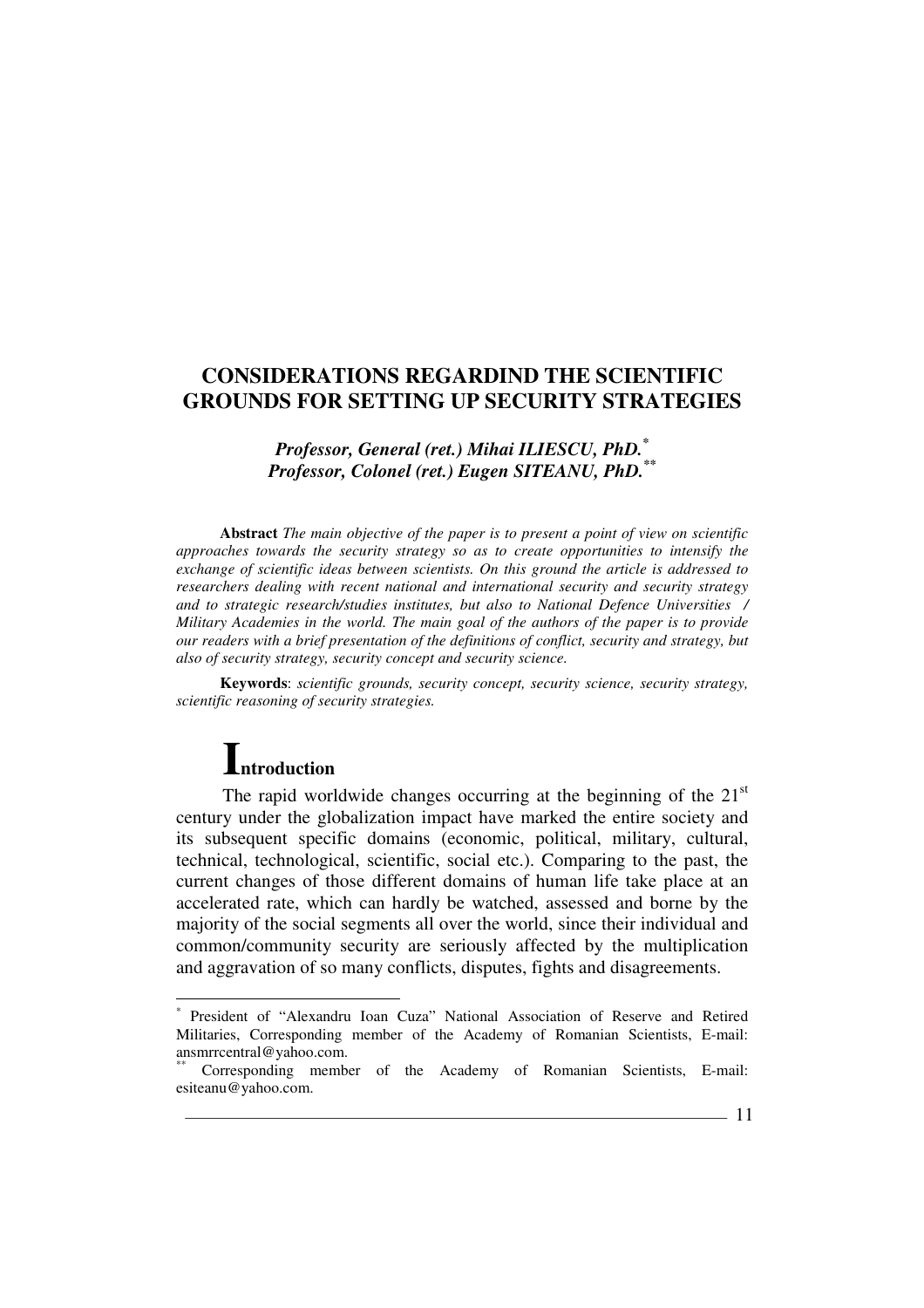# CONSIDERATIONS REGARDIND THE SCIENTIFIC GROUNDS FOR SETTING UP SECURITY STRATEGIES

***Professor, General (ret.) Mihai ILIESCU, PhD.*** [*]
***Professor, Colonel (ret.) Eugen SITEANU, PhD.*** [**]

**Abstract** *The main objective of the paper is to present a point of view on scientific approaches towards the security strategy so as to create opportunities to intensify the exchange of scientific ideas between scientists. On this ground the article is addressed to researchers dealing with recent national and international security and security strategy and to strategic research/studies institutes, but also to National Defence Universities / Military Academies in the world. The main goal of the authors of the paper is to provide our readers with a brief presentation of the definitions of conflict, security and strategy, but also of security strategy, security concept and security science.*

**Keywords**: *scientific grounds, security concept, security science, security strategy, scientific reasoning of security strategies.*

## Introduction

The rapid worldwide changes occurring at the beginning of the 21[st] century under the globalization impact have marked the entire society and its subsequent specific domains (economic, political, military, cultural, technical, technological, scientific, social etc.). Comparing to the past, the current changes of those different domains of human life take place at an accelerated rate, which can hardly be watched, assessed and borne by the majority of the social segments all over the world, since their individual and common/community security are seriously affected by the multiplication and aggravation of so many conflicts, disputes, fights and disagreements.

---

[*] President of "Alexandru Ioan Cuza" National Association of Reserve and Retired Militaries, Corresponding member of the Academy of Romanian Scientists, E-mail: ansmrrcentral@yahoo.com.

[**] Corresponding member of the Academy of Romanian Scientists, E-mail: esiteanu@yahoo.com.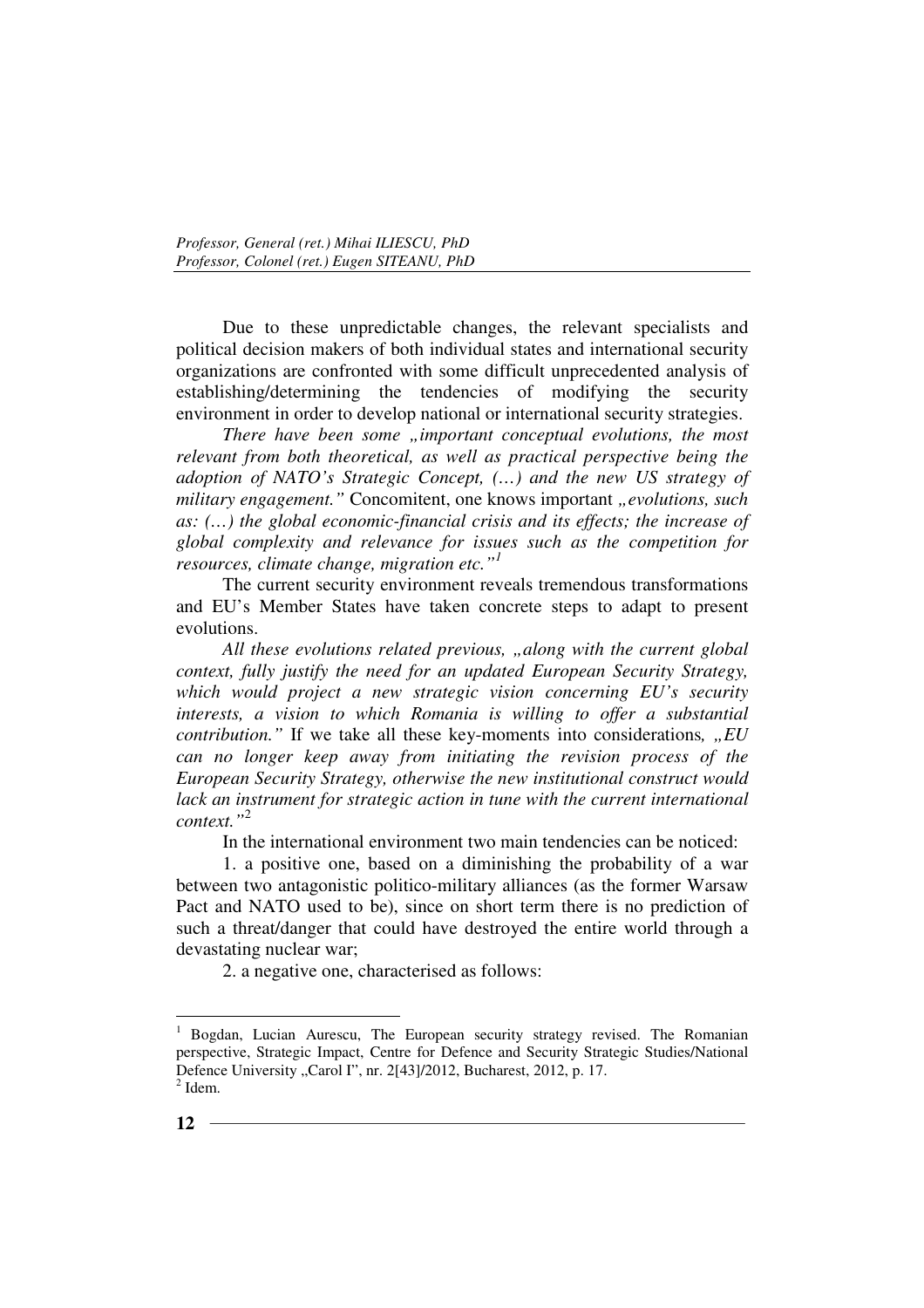Due to these unpredictable changes, the relevant specialists and political decision makers of both individual states and international security organizations are confronted with some difficult unprecedented analysis of establishing/determining the tendencies of modifying the security environment in order to develop national or international security strategies.

*There have been some „important conceptual evolutions, the most relevant from both theoretical, as well as practical perspective being the adoption of NATO's Strategic Concept, (…) and the new US strategy of military engagement."* Concomitent, one knows important *„evolutions, such as: (…) the global economic-financial crisis and its effects; the increase of global complexity and relevance for issues such as the competition for resources, climate change, migration etc."*[1]

The current security environment reveals tremendous transformations and EU's Member States have taken concrete steps to adapt to present evolutions.

*All these evolutions related previous, „along with the current global context, fully justify the need for an updated European Security Strategy, which would project a new strategic vision concerning EU's security interests, a vision to which Romania is willing to offer a substantial contribution."* If we take all these key-moments into considerations, *„EU can no longer keep away from initiating the revision process of the European Security Strategy, otherwise the new institutional construct would lack an instrument for strategic action in tune with the current international context."*[2]

In the international environment two main tendencies can be noticed:

1. a positive one, based on a diminishing the probability of a war between two antagonistic politico-military alliances (as the former Warsaw Pact and NATO used to be), since on short term there is no prediction of such a threat/danger that could have destroyed the entire world through a devastating nuclear war;

2. a negative one, characterised as follows:

---

[1] Bogdan, Lucian Aurescu, The European security strategy revised. The Romanian perspective, Strategic Impact, Centre for Defence and Security Strategic Studies/National Defence University „Carol I", nr. 2[43]/2012, Bucharest, 2012, p. 17.

[2] Idem.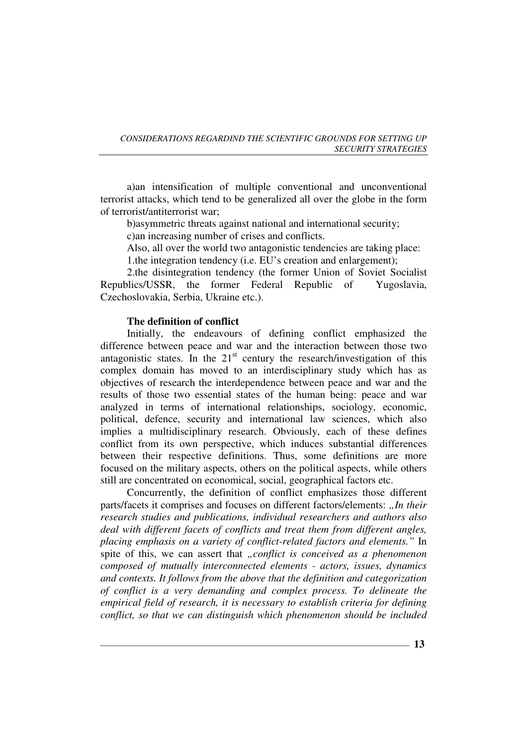a)an intensification of multiple conventional and unconventional terrorist attacks, which tend to be generalized all over the globe in the form of terrorist/antiterrorist war;

b)asymmetric threats against national and international security;

c)an increasing number of crises and conflicts.

Also, all over the world two antagonistic tendencies are taking place:

1.the integration tendency (i.e. EU's creation and enlargement);

2.the disintegration tendency (the former Union of Soviet Socialist Republics/USSR, the former Federal Republic of Yugoslavia, Czechoslovakia, Serbia, Ukraine etc.).

**The definition of conflict**

Initially, the endeavours of defining conflict emphasized the difference between peace and war and the interaction between those two antagonistic states. In the 21st century the research/investigation of this complex domain has moved to an interdisciplinary study which has as objectives of research the interdependence between peace and war and the results of those two essential states of the human being: peace and war analyzed in terms of international relationships, sociology, economic, political, defence, security and international law sciences, which also implies a multidisciplinary research. Obviously, each of these defines conflict from its own perspective, which induces substantial differences between their respective definitions. Thus, some definitions are more focused on the military aspects, others on the political aspects, while others still are concentrated on economical, social, geographical factors etc.

Concurrently, the definition of conflict emphasizes those different parts/facets it comprises and focuses on different factors/elements: *„In their research studies and publications, individual researchers and authors also deal with different facets of conflicts and treat them from different angles, placing emphasis on a variety of conflict-related factors and elements."* In spite of this, we can assert that *„conflict is conceived as a phenomenon composed of mutually interconnected elements - actors, issues, dynamics and contexts. It follows from the above that the definition and categorization of conflict is a very demanding and complex process. To delineate the empirical field of research, it is necessary to establish criteria for defining conflict, so that we can distinguish which phenomenon should be included*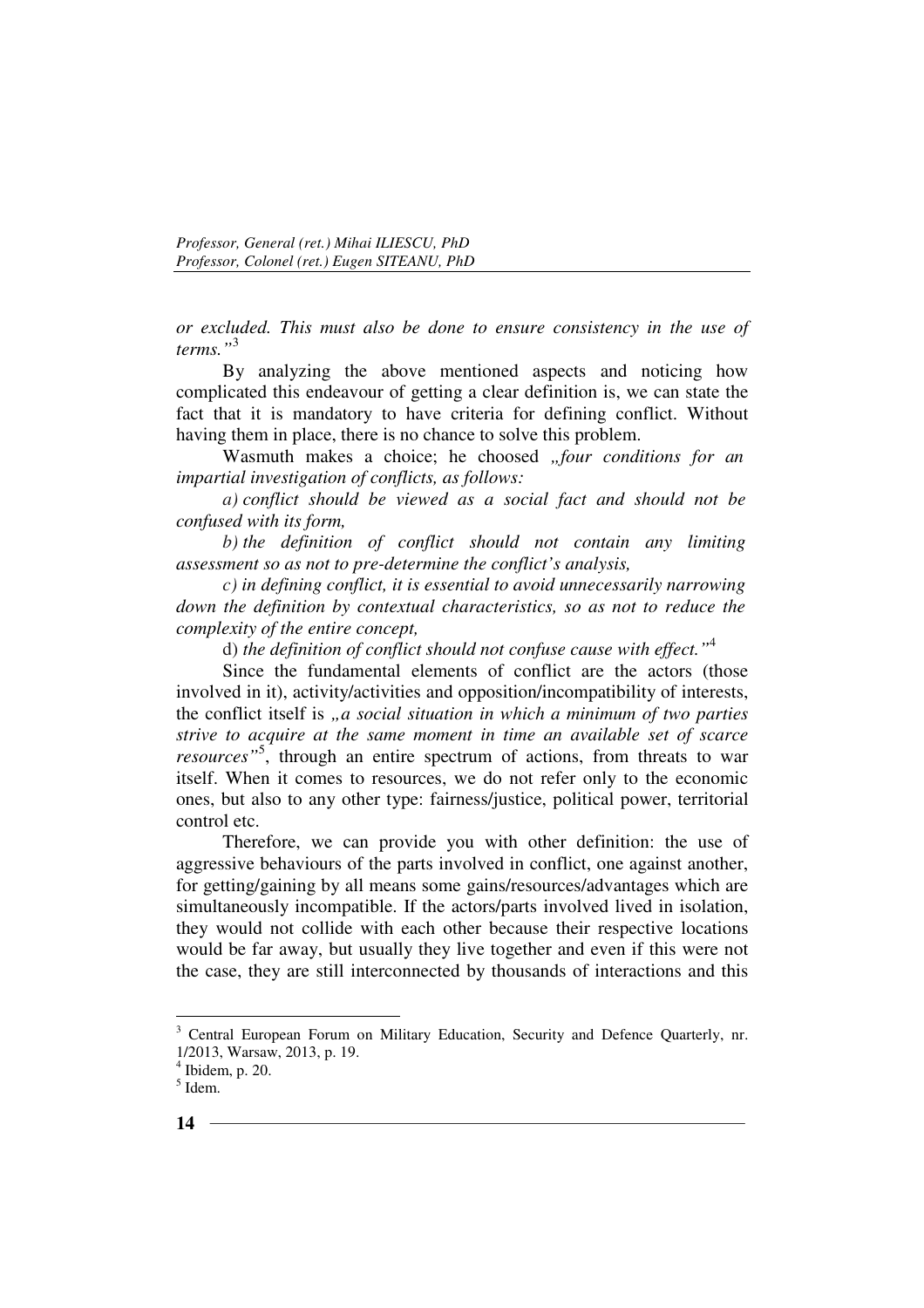*or excluded. This must also be done to ensure consistency in the use of terms."*[3]

By analyzing the above mentioned aspects and noticing how complicated this endeavour of getting a clear definition is, we can state the fact that it is mandatory to have criteria for defining conflict. Without having them in place, there is no chance to solve this problem.

Wasmuth makes a choice; he choosed *„four conditions for an impartial investigation of conflicts, as follows:*

*a) conflict should be viewed as a social fact and should not be confused with its form,*

*b) the definition of conflict should not contain any limiting assessment so as not to pre-determine the conflict's analysis,*

*c) in defining conflict, it is essential to avoid unnecessarily narrowing down the definition by contextual characteristics, so as not to reduce the complexity of the entire concept,*

d) *the definition of conflict should not confuse cause with effect."*[4]

Since the fundamental elements of conflict are the actors (those involved in it), activity/activities and opposition/incompatibility of interests, the conflict itself is *„a social situation in which a minimum of two parties strive to acquire at the same moment in time an available set of scarce resources"*[5], through an entire spectrum of actions, from threats to war itself. When it comes to resources, we do not refer only to the economic ones, but also to any other type: fairness/justice, political power, territorial control etc.

Therefore, we can provide you with other definition: the use of aggressive behaviours of the parts involved in conflict, one against another, for getting/gaining by all means some gains/resources/advantages which are simultaneously incompatible. If the actors/parts involved lived in isolation, they would not collide with each other because their respective locations would be far away, but usually they live together and even if this were not the case, they are still interconnected by thousands of interactions and this

---

[3] Central European Forum on Military Education, Security and Defence Quarterly, nr. 1/2013, Warsaw, 2013, p. 19.

[4] Ibidem, p. 20.

[5] Idem.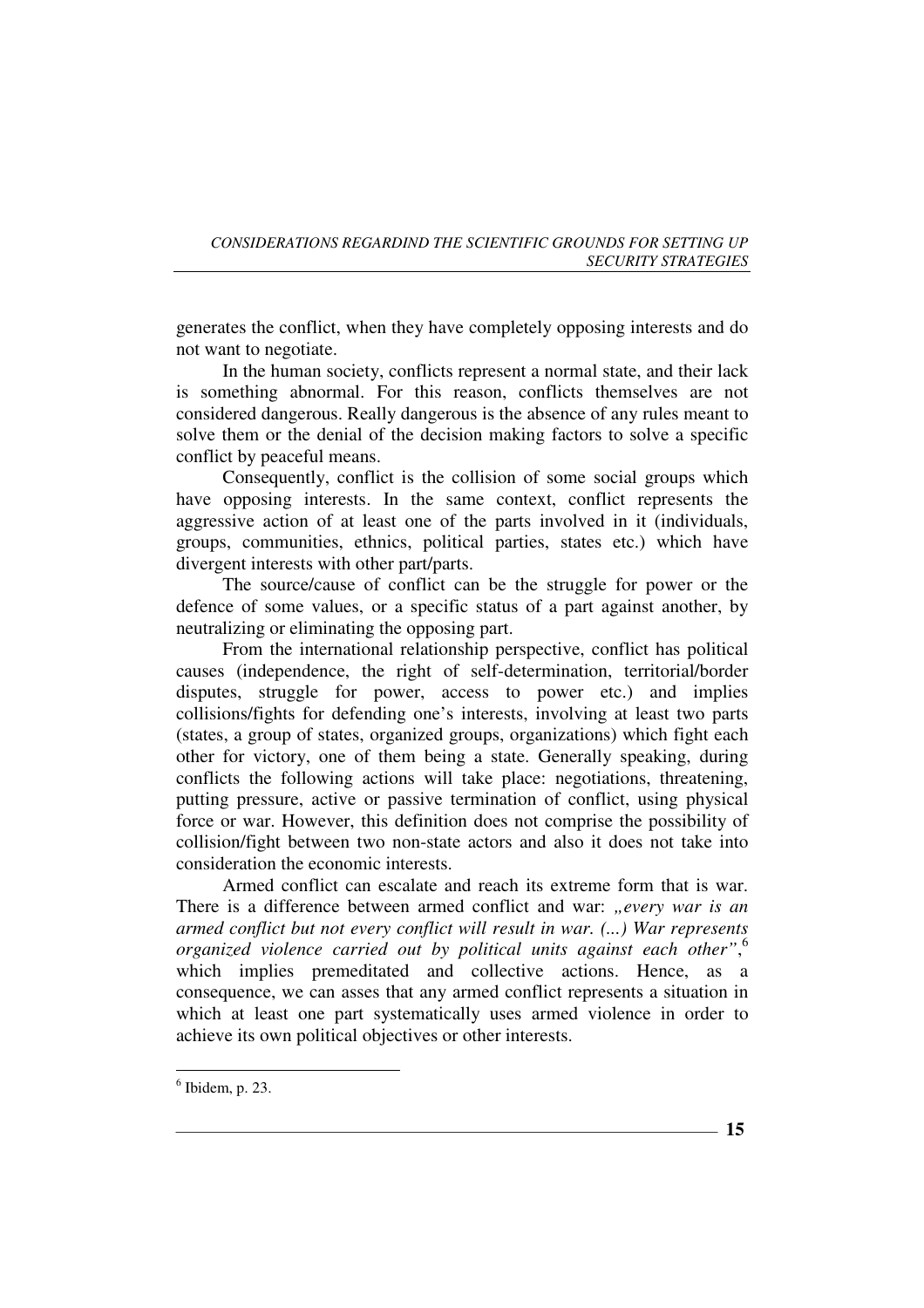generates the conflict, when they have completely opposing interests and do not want to negotiate.

In the human society, conflicts represent a normal state, and their lack is something abnormal. For this reason, conflicts themselves are not considered dangerous. Really dangerous is the absence of any rules meant to solve them or the denial of the decision making factors to solve a specific conflict by peaceful means.

Consequently, conflict is the collision of some social groups which have opposing interests. In the same context, conflict represents the aggressive action of at least one of the parts involved in it (individuals, groups, communities, ethnics, political parties, states etc.) which have divergent interests with other part/parts.

The source/cause of conflict can be the struggle for power or the defence of some values, or a specific status of a part against another, by neutralizing or eliminating the opposing part.

From the international relationship perspective, conflict has political causes (independence, the right of self-determination, territorial/border disputes, struggle for power, access to power etc.) and implies collisions/fights for defending one's interests, involving at least two parts (states, a group of states, organized groups, organizations) which fight each other for victory, one of them being a state. Generally speaking, during conflicts the following actions will take place: negotiations, threatening, putting pressure, active or passive termination of conflict, using physical force or war. However, this definition does not comprise the possibility of collision/fight between two non-state actors and also it does not take into consideration the economic interests.

Armed conflict can escalate and reach its extreme form that is war. There is a difference between armed conflict and war: *„every war is an armed conflict but not every conflict will result in war. (...) War represents organized violence carried out by political units against each other"*,[6] which implies premeditated and collective actions. Hence, as a consequence, we can asses that any armed conflict represents a situation in which at least one part systematically uses armed violence in order to achieve its own political objectives or other interests.

---

[6] Ibidem, p. 23.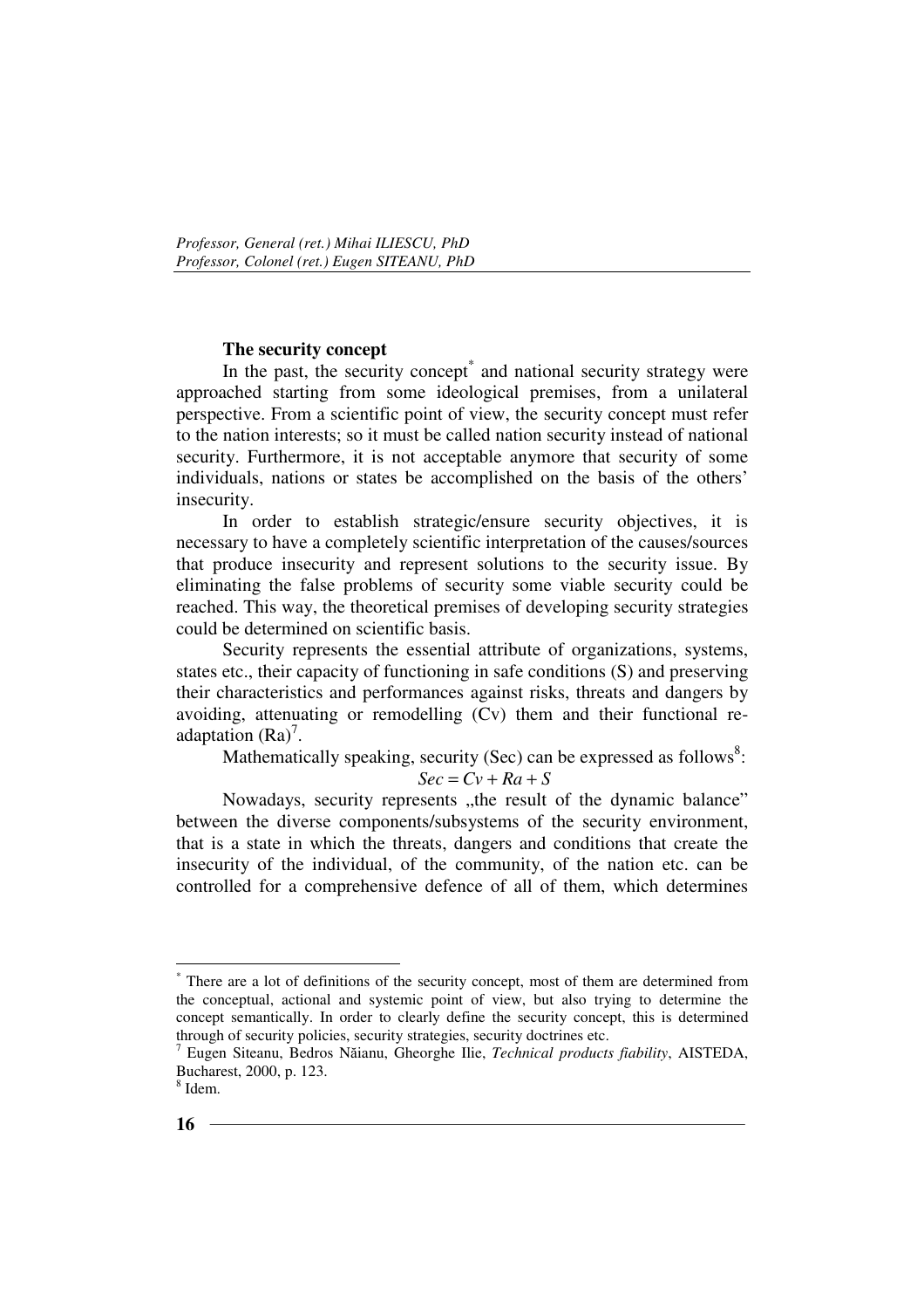*Professor, General (ret.) Mihai ILIESCU, PhD*
*Professor, Colonel (ret.) Eugen SITEANU, PhD*

**The security concept**

In the past, the security concept[*] and national security strategy were approached starting from some ideological premises, from a unilateral perspective. From a scientific point of view, the security concept must refer to the nation interests; so it must be called nation security instead of national security. Furthermore, it is not acceptable anymore that security of some individuals, nations or states be accomplished on the basis of the others' insecurity.

In order to establish strategic/ensure security objectives, it is necessary to have a completely scientific interpretation of the causes/sources that produce insecurity and represent solutions to the security issue. By eliminating the false problems of security some viable security could be reached. This way, the theoretical premises of developing security strategies could be determined on scientific basis.

Security represents the essential attribute of organizations, systems, states etc., their capacity of functioning in safe conditions (S) and preserving their characteristics and performances against risks, threats and dangers by avoiding, attenuating or remodelling (Cv) them and their functional re-adaptation (Ra)[7].

Mathematically speaking, security (Sec) can be expressed as follows[8]:

$$Sec = Cv + Ra + S$$

Nowadays, security represents „the result of the dynamic balance" between the diverse components/subsystems of the security environment, that is a state in which the threats, dangers and conditions that create the insecurity of the individual, of the community, of the nation etc. can be controlled for a comprehensive defence of all of them, which determines

---

[*] There are a lot of definitions of the security concept, most of them are determined from the conceptual, actional and systemic point of view, but also trying to determine the concept semantically. In order to clearly define the security concept, this is determined through of security policies, security strategies, security doctrines etc.

[7] Eugen Siteanu, Bedros Năianu, Gheorghe Ilie, *Technical products fiability*, AISTEDA, Bucharest, 2000, p. 123.

[8] Idem.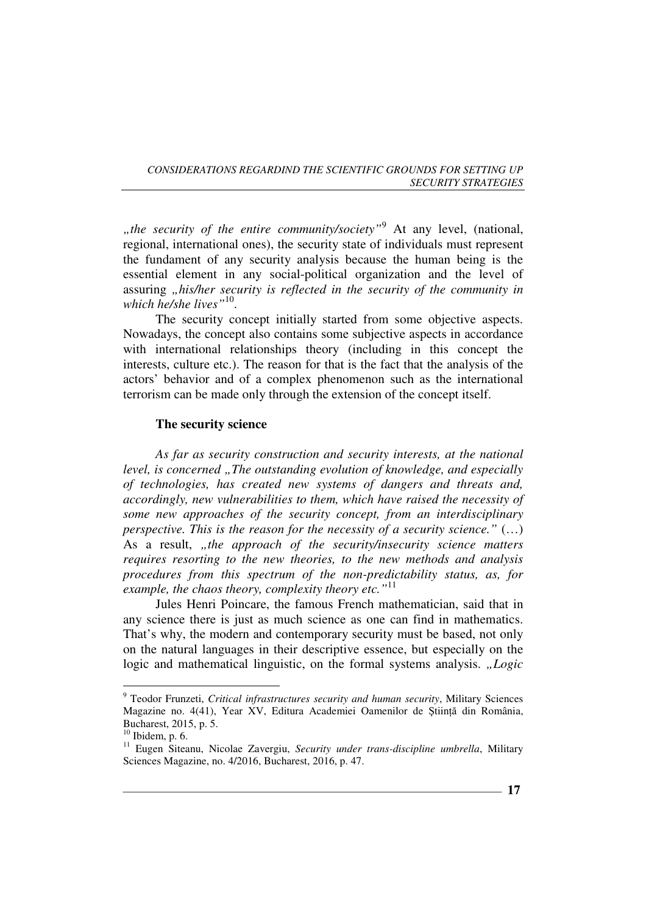*„the security of the entire community/society"*[9] At any level, (national, regional, international ones), the security state of individuals must represent the fundament of any security analysis because the human being is the essential element in any social-political organization and the level of assuring *„his/her security is reflected in the security of the community in which he/she lives"*[10].

The security concept initially started from some objective aspects. Nowadays, the concept also contains some subjective aspects in accordance with international relationships theory (including in this concept the interests, culture etc.). The reason for that is the fact that the analysis of the actors' behavior and of a complex phenomenon such as the international terrorism can be made only through the extension of the concept itself.

### The security science

*As far as security construction and security interests, at the national level, is concerned „The outstanding evolution of knowledge, and especially of technologies, has created new systems of dangers and threats and, accordingly, new vulnerabilities to them, which have raised the necessity of some new approaches of the security concept, from an interdisciplinary perspective. This is the reason for the necessity of a security science."* (…) As a result, *„the approach of the security/insecurity science matters requires resorting to the new theories, to the new methods and analysis procedures from this spectrum of the non-predictability status, as, for example, the chaos theory, complexity theory etc."*[11]

Jules Henri Poincare, the famous French mathematician, said that in any science there is just as much science as one can find in mathematics. That's why, the modern and contemporary security must be based, not only on the natural languages in their descriptive essence, but especially on the logic and mathematical linguistic, on the formal systems analysis. *„Logic*

---

[9] Teodor Frunzeti, *Critical infrastructures security and human security*, Military Sciences Magazine no. 4(41), Year XV, Editura Academiei Oamenilor de Știință din România, Bucharest, 2015, p. 5.

[10] Ibidem, p. 6.

[11] Eugen Siteanu, Nicolae Zavergiu, *Security under trans-discipline umbrella*, Military Sciences Magazine, no. 4/2016, Bucharest, 2016, p. 47.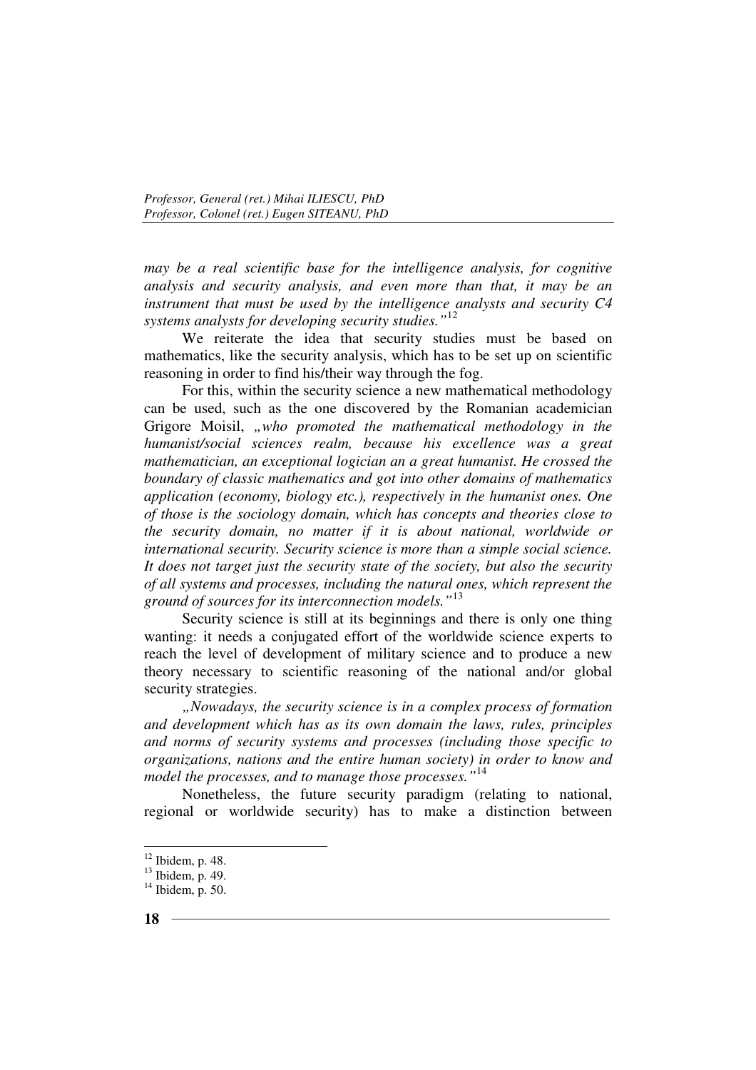*may be a real scientific base for the intelligence analysis, for cognitive analysis and security analysis, and even more than that, it may be an instrument that must be used by the intelligence analysts and security C4 systems analysts for developing security studies."*[12]

We reiterate the idea that security studies must be based on mathematics, like the security analysis, which has to be set up on scientific reasoning in order to find his/their way through the fog.

For this, within the security science a new mathematical methodology can be used, such as the one discovered by the Romanian academician Grigore Moisil, *„who promoted the mathematical methodology in the humanist/social sciences realm, because his excellence was a great mathematician, an exceptional logician an a great humanist. He crossed the boundary of classic mathematics and got into other domains of mathematics application (economy, biology etc.), respectively in the humanist ones. One of those is the sociology domain, which has concepts and theories close to the security domain, no matter if it is about national, worldwide or international security. Security science is more than a simple social science. It does not target just the security state of the society, but also the security of all systems and processes, including the natural ones, which represent the ground of sources for its interconnection models."*[13]

Security science is still at its beginnings and there is only one thing wanting: it needs a conjugated effort of the worldwide science experts to reach the level of development of military science and to produce a new theory necessary to scientific reasoning of the national and/or global security strategies.

*„Nowadays, the security science is in a complex process of formation and development which has as its own domain the laws, rules, principles and norms of security systems and processes (including those specific to organizations, nations and the entire human society) in order to know and model the processes, and to manage those processes."*[14]

Nonetheless, the future security paradigm (relating to national, regional or worldwide security) has to make a distinction between

---

[12] Ibidem, p. 48.
[13] Ibidem, p. 49.
[14] Ibidem, p. 50.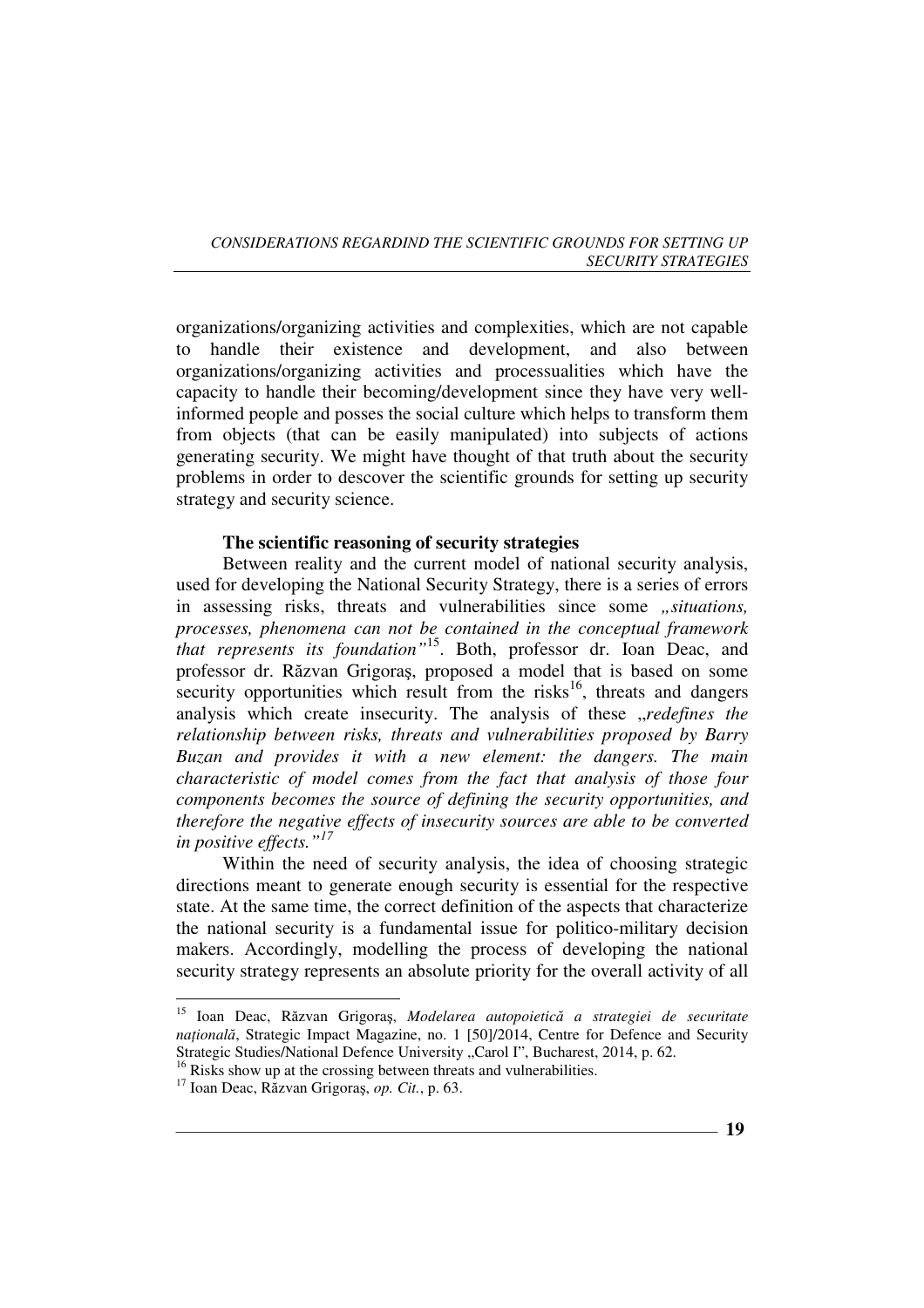organizations/organizing activities and complexities, which are not capable to handle their existence and development, and also between organizations/organizing activities and processualities which have the capacity to handle their becoming/development since they have very well-informed people and posses the social culture which helps to transform them from objects (that can be easily manipulated) into subjects of actions generating security. We might have thought of that truth about the security problems in order to descover the scientific grounds for setting up security strategy and security science.

**The scientific reasoning of security strategies**

Between reality and the current model of national security analysis, used for developing the National Security Strategy, there is a series of errors in assessing risks, threats and vulnerabilities since some *„situations, processes, phenomena can not be contained in the conceptual framework that represents its foundation"*[15]. Both, professor dr. Ioan Deac, and professor dr. Răzvan Grigoraş, proposed a model that is based on some security opportunities which result from the risks[16], threats and dangers analysis which create insecurity. The analysis of these *„redefines the relationship between risks, threats and vulnerabilities proposed by Barry Buzan and provides it with a new element: the dangers. The main characteristic of model comes from the fact that analysis of those four components becomes the source of defining the security opportunities, and therefore the negative effects of insecurity sources are able to be converted in positive effects."*[17]

Within the need of security analysis, the idea of choosing strategic directions meant to generate enough security is essential for the respective state. At the same time, the correct definition of the aspects that characterize the national security is a fundamental issue for politico-military decision makers. Accordingly, modelling the process of developing the national security strategy represents an absolute priority for the overall activity of all

---

[15] Ioan Deac, Răzvan Grigoraş, *Modelarea autopoietică a strategiei de securitate națională*, Strategic Impact Magazine, no. 1 [50]/2014, Centre for Defence and Security Strategic Studies/National Defence University „Carol I", Bucharest, 2014, p. 62.

[16] Risks show up at the crossing between threats and vulnerabilities.

[17] Ioan Deac, Răzvan Grigoraş, *op. Cit.*, p. 63.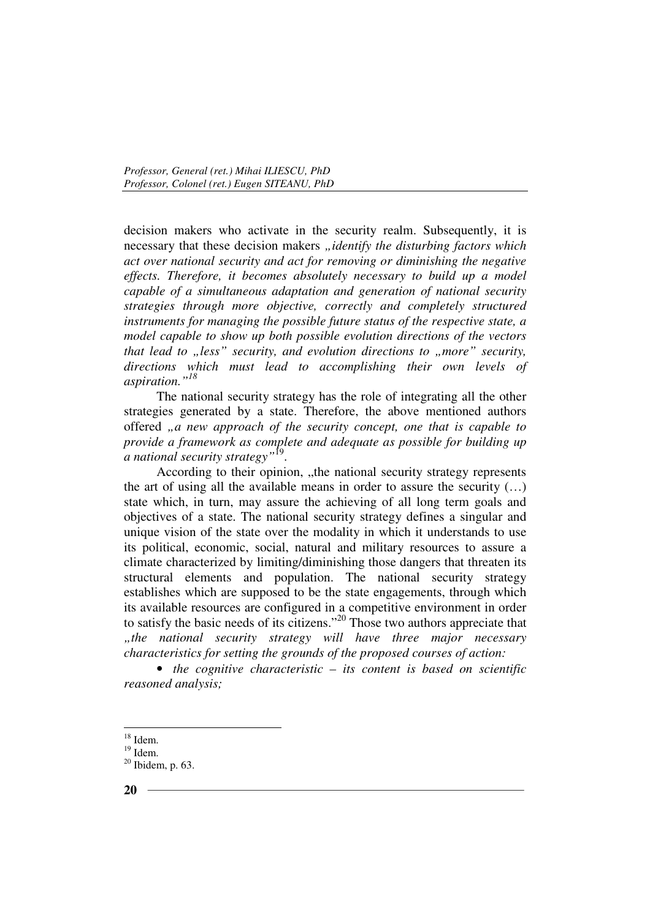decision makers who activate in the security realm. Subsequently, it is necessary that these decision makers *„identify the disturbing factors which act over national security and act for removing or diminishing the negative effects. Therefore, it becomes absolutely necessary to build up a model capable of a simultaneous adaptation and generation of national security strategies through more objective, correctly and completely structured instruments for managing the possible future status of the respective state, a model capable to show up both possible evolution directions of the vectors that lead to „less" security, and evolution directions to „more" security, directions which must lead to accomplishing their own levels of aspiration."*[18]

The national security strategy has the role of integrating all the other strategies generated by a state. Therefore, the above mentioned authors offered *„a new approach of the security concept, one that is capable to provide a framework as complete and adequate as possible for building up a national security strategy"*[19].

According to their opinion, „the national security strategy represents the art of using all the available means in order to assure the security (…) state which, in turn, may assure the achieving of all long term goals and objectives of a state. The national security strategy defines a singular and unique vision of the state over the modality in which it understands to use its political, economic, social, natural and military resources to assure a climate characterized by limiting/diminishing those dangers that threaten its structural elements and population. The national security strategy establishes which are supposed to be the state engagements, through which its available resources are configured in a competitive environment in order to satisfy the basic needs of its citizens."[20] Those two authors appreciate that *„the national security strategy will have three major necessary characteristics for setting the grounds of the proposed courses of action:*

- *the cognitive characteristic – its content is based on scientific reasoned analysis;*

---

[18] Idem.

[19] Idem.

[20] Ibidem, p. 63.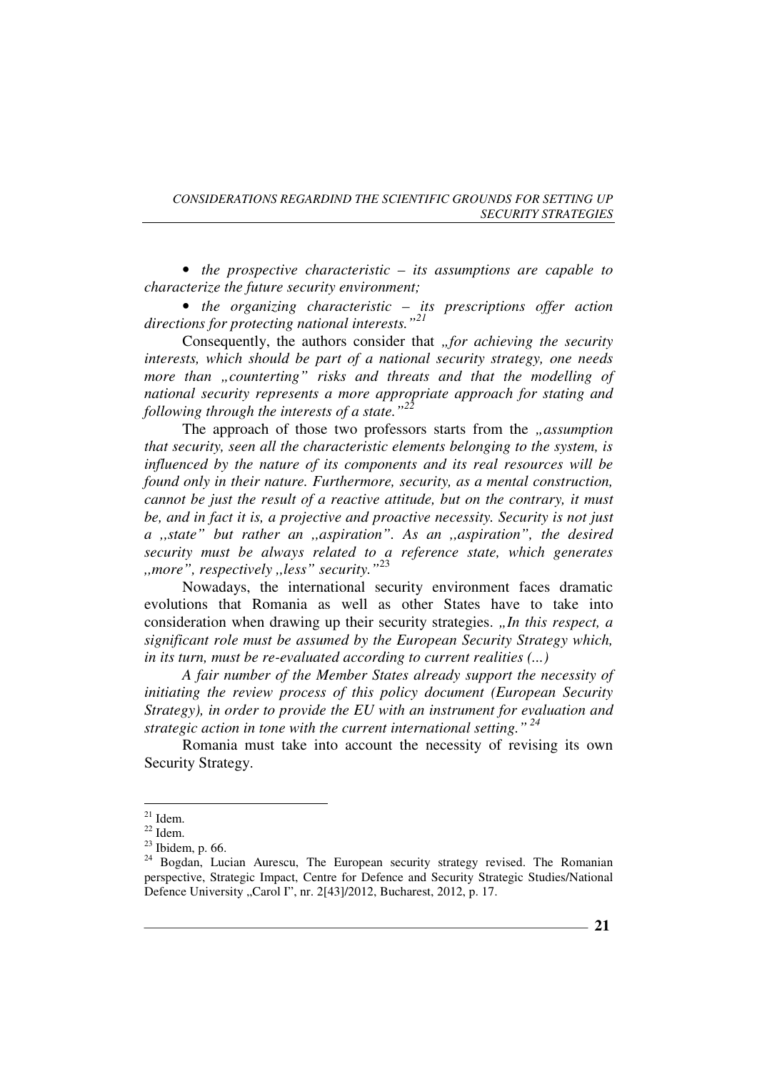• *the prospective characteristic – its assumptions are capable to characterize the future security environment;*

• *the organizing characteristic – its prescriptions offer action directions for protecting national interests."*[21]

Consequently, the authors consider that *„for achieving the security interests, which should be part of a national security strategy, one needs more than „counterting" risks and threats and that the modelling of national security represents a more appropriate approach for stating and following through the interests of a state."*[22]

The approach of those two professors starts from the *„assumption that security, seen all the characteristic elements belonging to the system, is influenced by the nature of its components and its real resources will be found only in their nature. Furthermore, security, as a mental construction, cannot be just the result of a reactive attitude, but on the contrary, it must be, and in fact it is, a projective and proactive necessity. Security is not just a ,,state" but rather an ,,aspiration". As an ,,aspiration", the desired security must be always related to a reference state, which generates ,,more", respectively ,,less" security."*[23]

Nowadays, the international security environment faces dramatic evolutions that Romania as well as other States have to take into consideration when drawing up their security strategies. *„In this respect, a significant role must be assumed by the European Security Strategy which, in its turn, must be re-evaluated according to current realities (...)*

*A fair number of the Member States already support the necessity of initiating the review process of this policy document (European Security Strategy), in order to provide the EU with an instrument for evaluation and strategic action in tone with the current international setting."* [24]

Romania must take into account the necessity of revising its own Security Strategy.

---

[21] Idem.

[22] Idem.

[23] Ibidem, p. 66.

[24] Bogdan, Lucian Aurescu, The European security strategy revised. The Romanian perspective, Strategic Impact, Centre for Defence and Security Strategic Studies/National Defence University „Carol I", nr. 2[43]/2012, Bucharest, 2012, p. 17.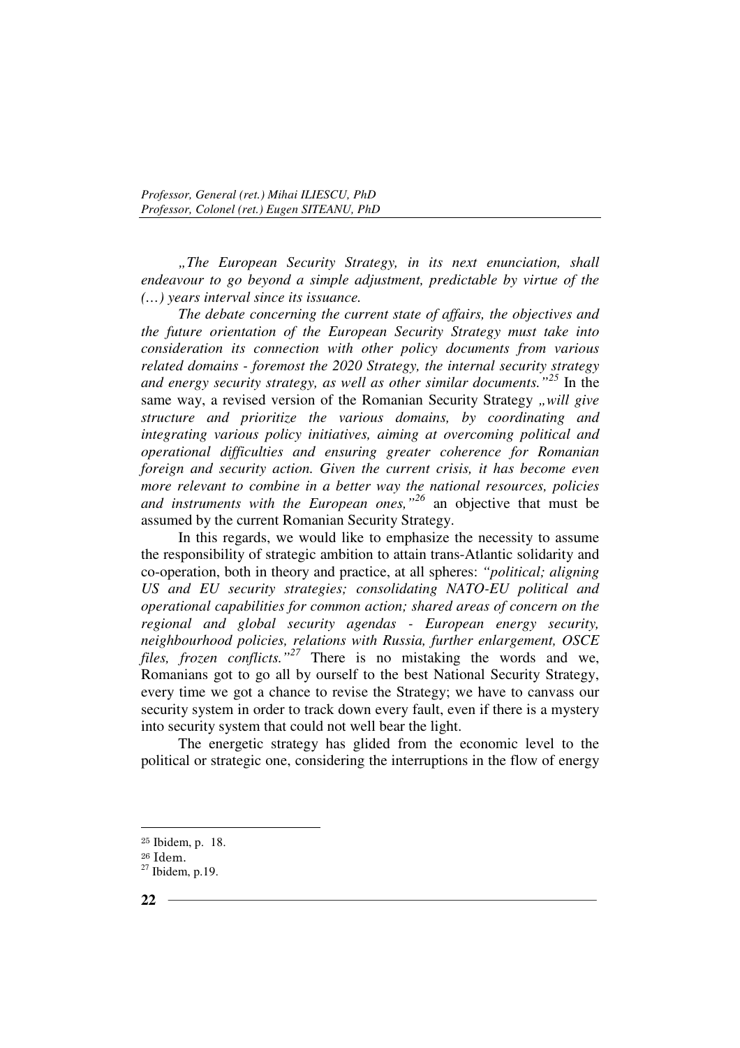*„The European Security Strategy, in its next enunciation, shall endeavour to go beyond a simple adjustment, predictable by virtue of the (…) years interval since its issuance.*

*The debate concerning the current state of affairs, the objectives and the future orientation of the European Security Strategy must take into consideration its connection with other policy documents from various related domains - foremost the 2020 Strategy, the internal security strategy and energy security strategy, as well as other similar documents."*[25] In the same way, a revised version of the Romanian Security Strategy *„will give structure and prioritize the various domains, by coordinating and integrating various policy initiatives, aiming at overcoming political and operational difficulties and ensuring greater coherence for Romanian foreign and security action. Given the current crisis, it has become even more relevant to combine in a better way the national resources, policies and instruments with the European ones,"*[26] an objective that must be assumed by the current Romanian Security Strategy.

In this regards, we would like to emphasize the necessity to assume the responsibility of strategic ambition to attain trans-Atlantic solidarity and co-operation, both in theory and practice, at all spheres: *"political; aligning US and EU security strategies; consolidating NATO-EU political and operational capabilities for common action; shared areas of concern on the regional and global security agendas - European energy security, neighbourhood policies, relations with Russia, further enlargement, OSCE files, frozen conflicts."*[27] There is no mistaking the words and we, Romanians got to go all by ourself to the best National Security Strategy, every time we got a chance to revise the Strategy; we have to canvass our security system in order to track down every fault, even if there is a mystery into security system that could not well bear the light.

The energetic strategy has glided from the economic level to the political or strategic one, considering the interruptions in the flow of energy

---

[25] Ibidem, p. 18.

[26] Idem.

[27] Ibidem, p.19.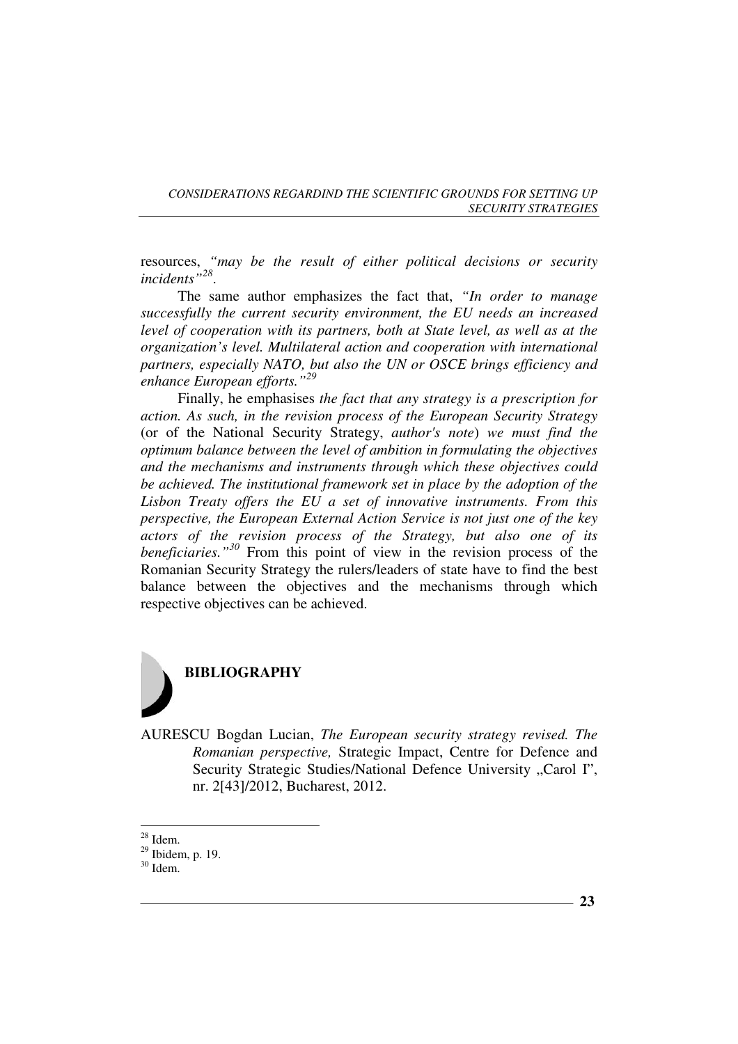resources, *"may be the result of either political decisions or security incidents"*[28].

The same author emphasizes the fact that, *"In order to manage successfully the current security environment, the EU needs an increased level of cooperation with its partners, both at State level, as well as at the organization's level. Multilateral action and cooperation with international partners, especially NATO, but also the UN or OSCE brings efficiency and enhance European efforts."*[29]

Finally, he emphasises *the fact that any strategy is a prescription for action. As such, in the revision process of the European Security Strategy* (or of the National Security Strategy, *author's note*) *we must find the optimum balance between the level of ambition in formulating the objectives and the mechanisms and instruments through which these objectives could be achieved. The institutional framework set in place by the adoption of the Lisbon Treaty offers the EU a set of innovative instruments. From this perspective, the European External Action Service is not just one of the key actors of the revision process of the Strategy, but also one of its beneficiaries."*[30] From this point of view in the revision process of the Romanian Security Strategy the rulers/leaders of state have to find the best balance between the objectives and the mechanisms through which respective objectives can be achieved.

## BIBLIOGRAPHY

AURESCU Bogdan Lucian, *The European security strategy revised. The Romanian perspective,* Strategic Impact, Centre for Defence and Security Strategic Studies/National Defence University „Carol I", nr. 2[43]/2012, Bucharest, 2012.

---

[28] Idem.

[29] Ibidem, p. 19.

[30] Idem.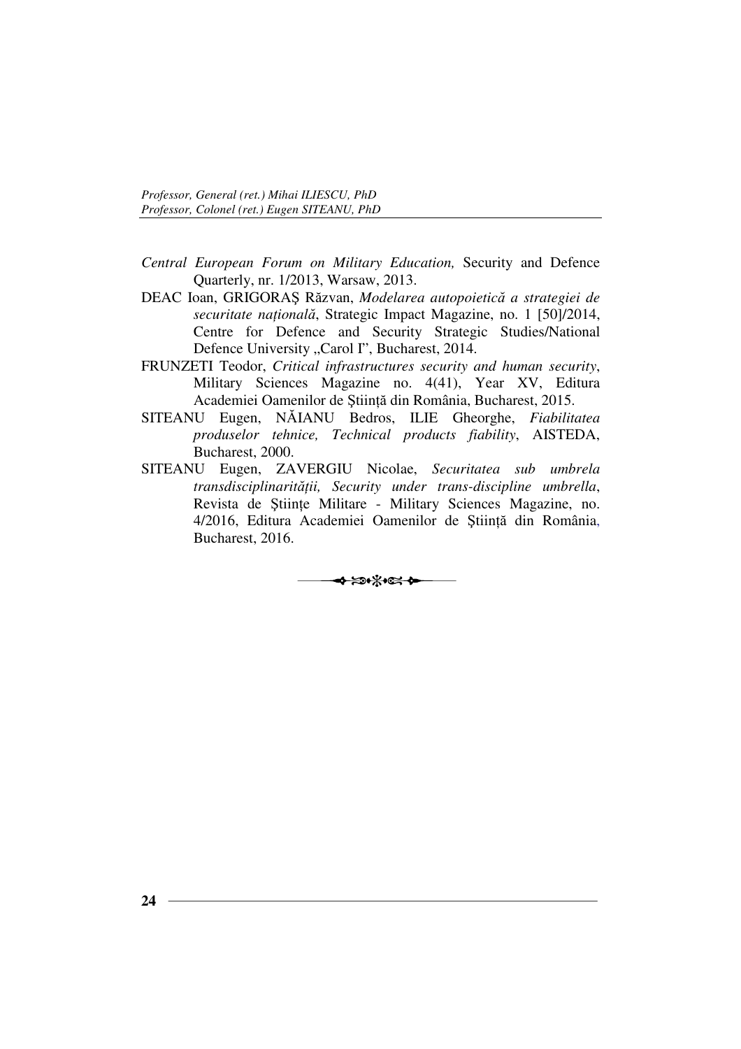*Central European Forum on Military Education,* Security and Defence Quarterly, nr. 1/2013, Warsaw, 2013.

DEAC Ioan, GRIGORAŞ Răzvan, *Modelarea autopoietică a strategiei de securitate națională*, Strategic Impact Magazine, no. 1 [50]/2014, Centre for Defence and Security Strategic Studies/National Defence University „Carol I", Bucharest, 2014.

FRUNZETI Teodor, *Critical infrastructures security and human security*, Military Sciences Magazine no. 4(41), Year XV, Editura Academiei Oamenilor de Știință din România, Bucharest, 2015.

SITEANU Eugen, NĂIANU Bedros, ILIE Gheorghe, *Fiabilitatea produselor tehnice, Technical products fiability*, AISTEDA, Bucharest, 2000.

SITEANU Eugen, ZAVERGIU Nicolae, *Securitatea sub umbrela transdisciplinarității, Security under trans-discipline umbrella*, Revista de Științe Militare - Military Sciences Magazine, no. 4/2016, Editura Academiei Oamenilor de Știință din România, Bucharest, 2016.